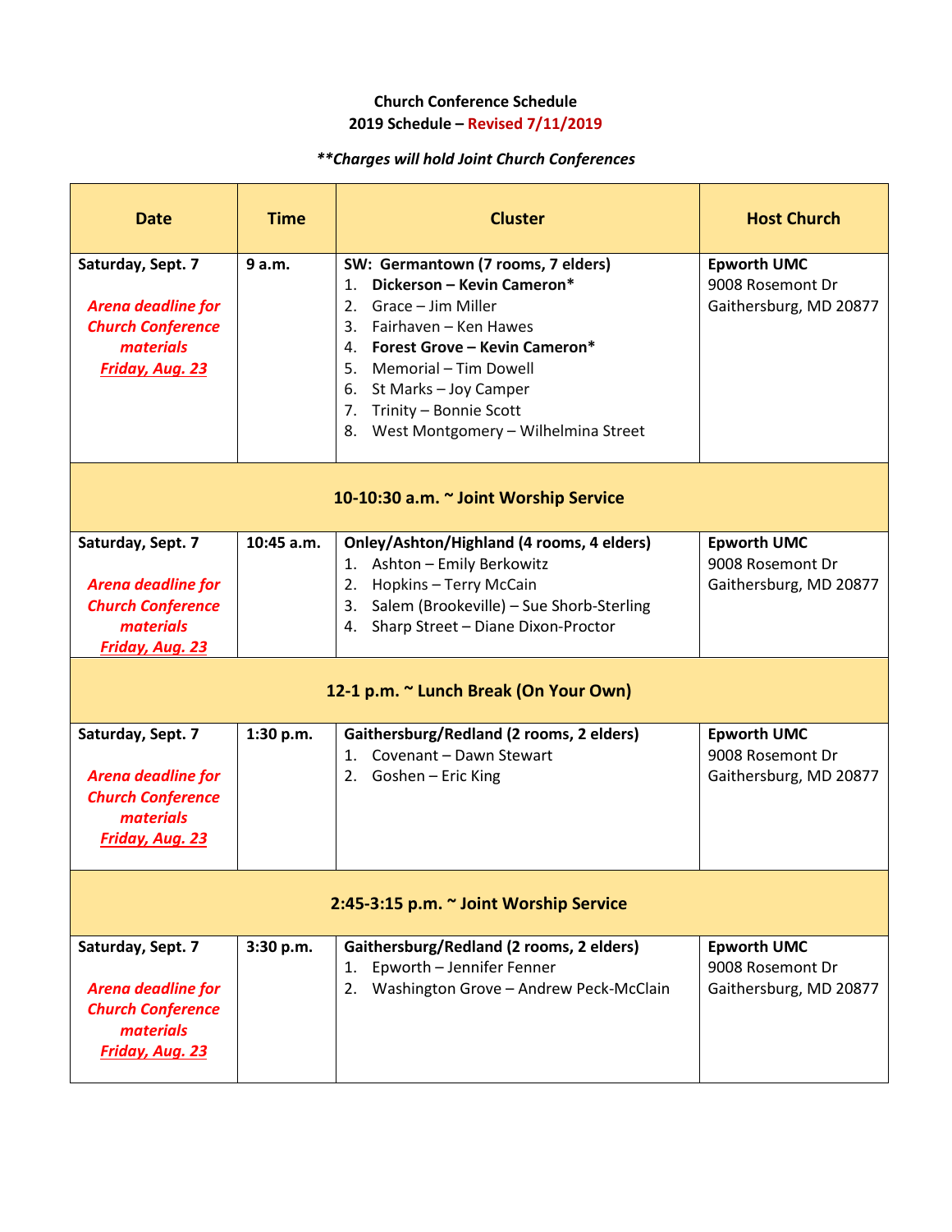**Church Conference Schedule**
**2019 Schedule – Revised 7/11/2019**

***Charges will hold Joint Church Conferences**

| Date | Time | Cluster | Host Church |
|---|---|---|---|
| **Saturday, Sept. 7**<br><br>***Arena deadline for Church Conference materials Friday, Aug. 23*** | **9 a.m.** | **SW: Germantown (7 rooms, 7 elders)**<br>1. **Dickerson – Kevin Cameron***<br>2. Grace – Jim Miller<br>3. Fairhaven – Ken Hawes<br>4. **Forest Grove – Kevin Cameron***<br>5. Memorial – Tim Dowell<br>6. St Marks – Joy Camper<br>7. Trinity – Bonnie Scott<br>8. West Montgomery – Wilhelmina Street | **Epworth UMC**<br>9008 Rosemont Dr<br>Gaithersburg, MD 20877 |
| **10-10:30 a.m. ~ Joint Worship Service** | | | |
| **Saturday, Sept. 7**<br><br>***Arena deadline for Church Conference materials Friday, Aug. 23*** | **10:45 a.m.** | **Onley/Ashton/Highland (4 rooms, 4 elders)**<br>1. Ashton – Emily Berkowitz<br>2. Hopkins – Terry McCain<br>3. Salem (Brookeville) – Sue Shorb-Sterling<br>4. Sharp Street – Diane Dixon-Proctor | **Epworth UMC**<br>9008 Rosemont Dr<br>Gaithersburg, MD 20877 |
| **12-1 p.m. ~ Lunch Break (On Your Own)** | | | |
| **Saturday, Sept. 7**<br><br>***Arena deadline for Church Conference materials Friday, Aug. 23*** | **1:30 p.m.** | **Gaithersburg/Redland (2 rooms, 2 elders)**<br>1. Covenant – Dawn Stewart<br>2. Goshen – Eric King | **Epworth UMC**<br>9008 Rosemont Dr<br>Gaithersburg, MD 20877 |
| **2:45-3:15 p.m. ~ Joint Worship Service** | | | |
| **Saturday, Sept. 7**<br><br>***Arena deadline for Church Conference materials Friday, Aug. 23*** | **3:30 p.m.** | **Gaithersburg/Redland (2 rooms, 2 elders)**<br>1. Epworth – Jennifer Fenner<br>2. Washington Grove – Andrew Peck-McClain | **Epworth UMC**<br>9008 Rosemont Dr<br>Gaithersburg, MD 20877 |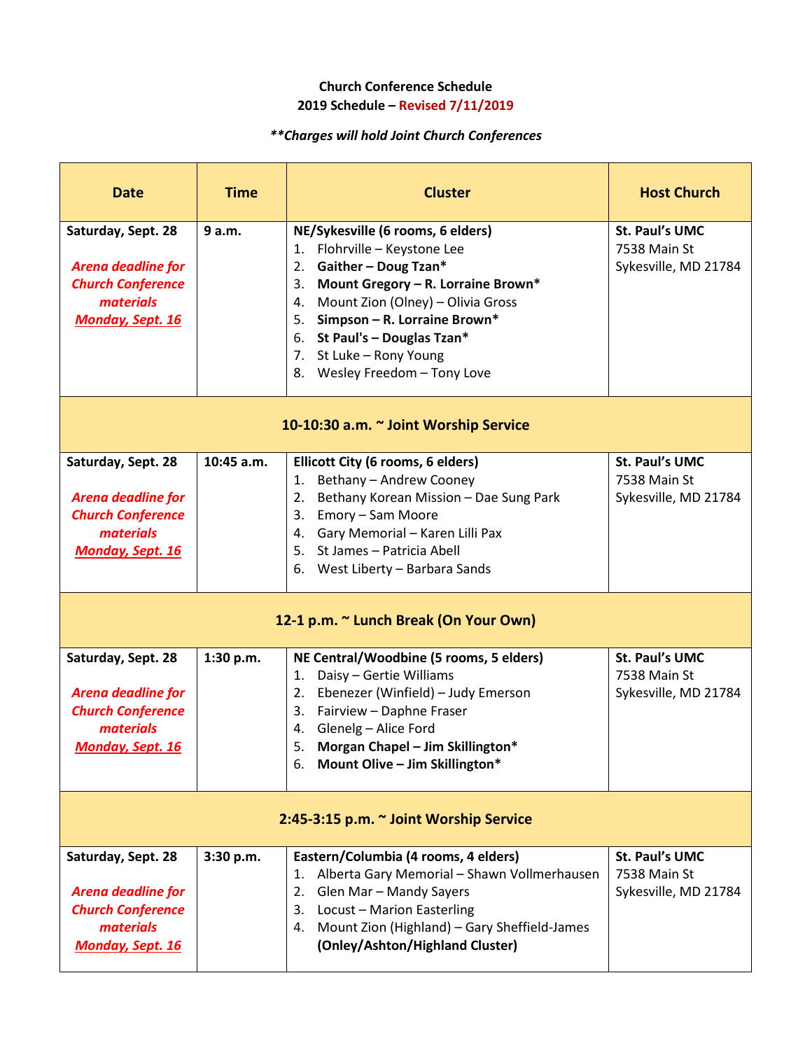**Church Conference Schedule**
**2019 Schedule – Revised 7/11/2019**

***\*\*Charges will hold Joint Church Conferences***

| Date | Time | Cluster | Host Church |
|---|---|---|---|
| **Saturday, Sept. 28**<br><br>***Arena deadline for Church Conference materials*** ***Monday, Sept. 16*** | **9 a.m.** | **NE/Sykesville (6 rooms, 6 elders)**<br>1. Flohrville – Keystone Lee<br>2. **Gaither – Doug Tzan\***<br>3. **Mount Gregory – R. Lorraine Brown\***<br>4. Mount Zion (Olney) – Olivia Gross<br>5. **Simpson – R. Lorraine Brown\***<br>6. **St Paul's – Douglas Tzan\***<br>7. St Luke – Rony Young<br>8. Wesley Freedom – Tony Love | **St. Paul's UMC**<br>7538 Main St<br>Sykesville, MD 21784 |
| **10-10:30 a.m. ~ Joint Worship Service** | | | |
| **Saturday, Sept. 28**<br><br>***Arena deadline for Church Conference materials*** ***Monday, Sept. 16*** | **10:45 a.m.** | **Ellicott City (6 rooms, 6 elders)**<br>1. Bethany – Andrew Cooney<br>2. Bethany Korean Mission – Dae Sung Park<br>3. Emory – Sam Moore<br>4. Gary Memorial – Karen Lilli Pax<br>5. St James – Patricia Abell<br>6. West Liberty – Barbara Sands | **St. Paul's UMC**<br>7538 Main St<br>Sykesville, MD 21784 |
| **12-1 p.m. ~ Lunch Break (On Your Own)** | | | |
| **Saturday, Sept. 28**<br><br>***Arena deadline for Church Conference materials*** ***Monday, Sept. 16*** | **1:30 p.m.** | **NE Central/Woodbine (5 rooms, 5 elders)**<br>1. Daisy – Gertie Williams<br>2. Ebenezer (Winfield) – Judy Emerson<br>3. Fairview – Daphne Fraser<br>4. Glenelg – Alice Ford<br>5. **Morgan Chapel – Jim Skillington\***<br>6. **Mount Olive – Jim Skillington\*** | **St. Paul's UMC**<br>7538 Main St<br>Sykesville, MD 21784 |
| **2:45-3:15 p.m. ~ Joint Worship Service** | | | |
| **Saturday, Sept. 28**<br><br>***Arena deadline for Church Conference materials*** ***Monday, Sept. 16*** | **3:30 p.m.** | **Eastern/Columbia (4 rooms, 4 elders)**<br>1. Alberta Gary Memorial – Shawn Vollmerhausen<br>2. Glen Mar – Mandy Sayers<br>3. Locust – Marion Easterling<br>4. Mount Zion (Highland) – Gary Sheffield-James **(Onley/Ashton/Highland Cluster)** | **St. Paul's UMC**<br>7538 Main St<br>Sykesville, MD 21784 |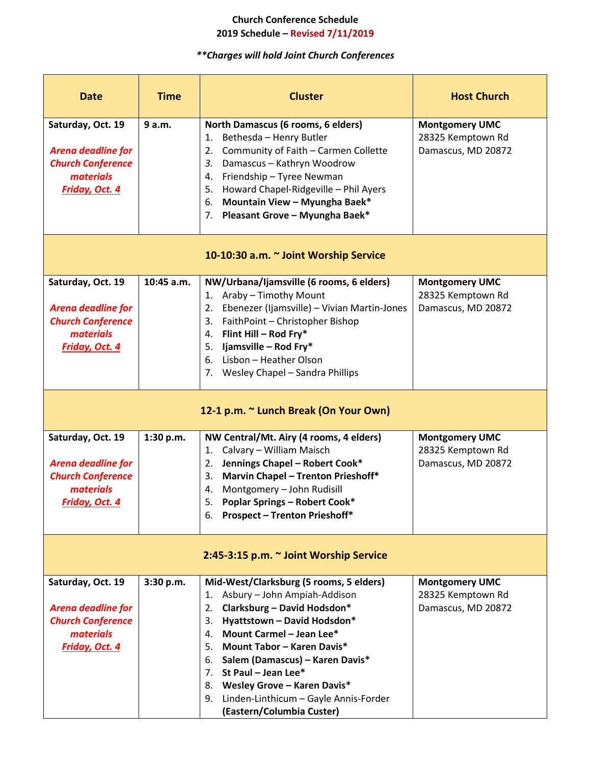**Church Conference Schedule**
**2019 Schedule – Revised 7/11/2019**

***Charges will hold Joint Church Conferences***

| Date | Time | Cluster | Host Church |
|---|---|---|---|
| Saturday, Oct. 19<br><br>*Arena deadline for Church Conference materials* ***Friday, Oct. 4*** | 9 a.m. | **North Damascus (6 rooms, 6 elders)**<br>1. Bethesda – Henry Butler<br>2. Community of Faith – Carmen Collette<br>3. Damascus – Kathryn Woodrow<br>4. Friendship – Tyree Newman<br>5. Howard Chapel-Ridgeville – Phil Ayers<br>6. **Mountain View – Myungha Baek***<br>7. **Pleasant Grove – Myungha Baek*** | **Montgomery UMC**<br>28325 Kemptown Rd<br>Damascus, MD 20872 |
| **10-10:30 a.m. ~ Joint Worship Service** | | | |
| Saturday, Oct. 19<br><br>*Arena deadline for Church Conference materials* ***Friday, Oct. 4*** | 10:45 a.m. | **NW/Urbana/Ijamsville (6 rooms, 6 elders)**<br>1. Araby – Timothy Mount<br>2. Ebenezer (Ijamsville) – Vivian Martin-Jones<br>3. FaithPoint – Christopher Bishop<br>4. **Flint Hill – Rod Fry***<br>5. **Ijamsville – Rod Fry***<br>6. Lisbon – Heather Olson<br>7. Wesley Chapel – Sandra Phillips | **Montgomery UMC**<br>28325 Kemptown Rd<br>Damascus, MD 20872 |
| **12-1 p.m. ~ Lunch Break (On Your Own)** | | | |
| Saturday, Oct. 19<br><br>*Arena deadline for Church Conference materials* ***Friday, Oct. 4*** | 1:30 p.m. | **NW Central/Mt. Airy (4 rooms, 4 elders)**<br>1. Calvary – William Maisch<br>2. **Jennings Chapel – Robert Cook***<br>3. **Marvin Chapel – Trenton Prieshoff***<br>4. Montgomery – John Rudisill<br>5. **Poplar Springs – Robert Cook***<br>6. **Prospect – Trenton Prieshoff*** | **Montgomery UMC**<br>28325 Kemptown Rd<br>Damascus, MD 20872 |
| **2:45-3:15 p.m. ~ Joint Worship Service** | | | |
| Saturday, Oct. 19<br><br>*Arena deadline for Church Conference materials* ***Friday, Oct. 4*** | 3:30 p.m. | **Mid-West/Clarksburg (5 rooms, 5 elders)**<br>1. Asbury – John Ampiah-Addison<br>2. **Clarksburg – David Hodsdon***<br>3. **Hyattstown – David Hodsdon***<br>4. **Mount Carmel – Jean Lee***<br>5. **Mount Tabor – Karen Davis***<br>6. **Salem (Damascus) – Karen Davis***<br>7. **St Paul – Jean Lee***<br>8. **Wesley Grove – Karen Davis***<br>9. Linden-Linthicum – Gayle Annis-Forder **(Eastern/Columbia Custer)** | **Montgomery UMC**<br>28325 Kemptown Rd<br>Damascus, MD 20872 |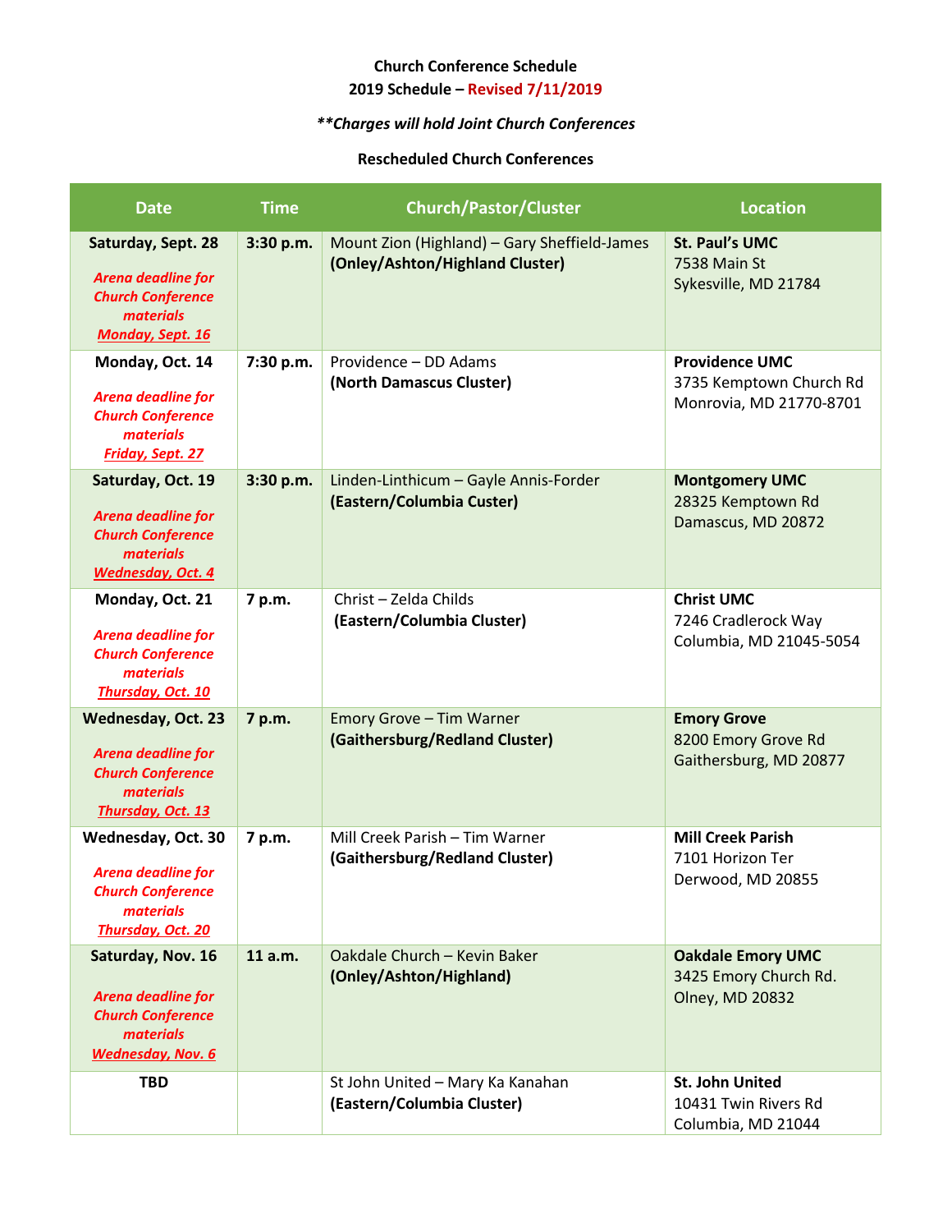**Church Conference Schedule**

**2019 Schedule – Revised 7/11/2019**

***Charges will hold Joint Church Conferences*

**Rescheduled Church Conferences**

| Date | Time | Church/Pastor/Cluster | Location |
|---|---|---|---|
| **Saturday, Sept. 28**<br>***Arena deadline for Church Conference materials Monday, Sept. 16*** | **3:30 p.m.** | Mount Zion (Highland) – Gary Sheffield-James<br>**(Onley/Ashton/Highland Cluster)** | **St. Paul's UMC**<br>7538 Main St<br>Sykesville, MD 21784 |
| **Monday, Oct. 14**<br>***Arena deadline for Church Conference materials Friday, Sept. 27*** | **7:30 p.m.** | Providence – DD Adams<br>**(North Damascus Cluster)** | **Providence UMC**<br>3735 Kemptown Church Rd<br>Monrovia, MD 21770-8701 |
| **Saturday, Oct. 19**<br>***Arena deadline for Church Conference materials Wednesday, Oct. 4*** | **3:30 p.m.** | Linden-Linthicum – Gayle Annis-Forder<br>**(Eastern/Columbia Custer)** | **Montgomery UMC**<br>28325 Kemptown Rd<br>Damascus, MD 20872 |
| **Monday, Oct. 21**<br>***Arena deadline for Church Conference materials Thursday, Oct. 10*** | **7 p.m.** | Christ – Zelda Childs<br>**(Eastern/Columbia Cluster)** | **Christ UMC**<br>7246 Cradlerock Way<br>Columbia, MD 21045-5054 |
| **Wednesday, Oct. 23**<br>***Arena deadline for Church Conference materials Thursday, Oct. 13*** | **7 p.m.** | Emory Grove – Tim Warner<br>**(Gaithersburg/Redland Cluster)** | **Emory Grove**<br>8200 Emory Grove Rd<br>Gaithersburg, MD 20877 |
| **Wednesday, Oct. 30**<br>***Arena deadline for Church Conference materials Thursday, Oct. 20*** | **7 p.m.** | Mill Creek Parish – Tim Warner<br>**(Gaithersburg/Redland Cluster)** | **Mill Creek Parish**<br>7101 Horizon Ter<br>Derwood, MD 20855 |
| **Saturday, Nov. 16**<br>***Arena deadline for Church Conference materials Wednesday, Nov. 6*** | **11 a.m.** | Oakdale Church – Kevin Baker<br>**(Onley/Ashton/Highland)** | **Oakdale Emory UMC**<br>3425 Emory Church Rd.<br>Olney, MD 20832 |
| **TBD** | | St John United – Mary Ka Kanahan<br>**(Eastern/Columbia Cluster)** | **St. John United**<br>10431 Twin Rivers Rd<br>Columbia, MD 21044 |